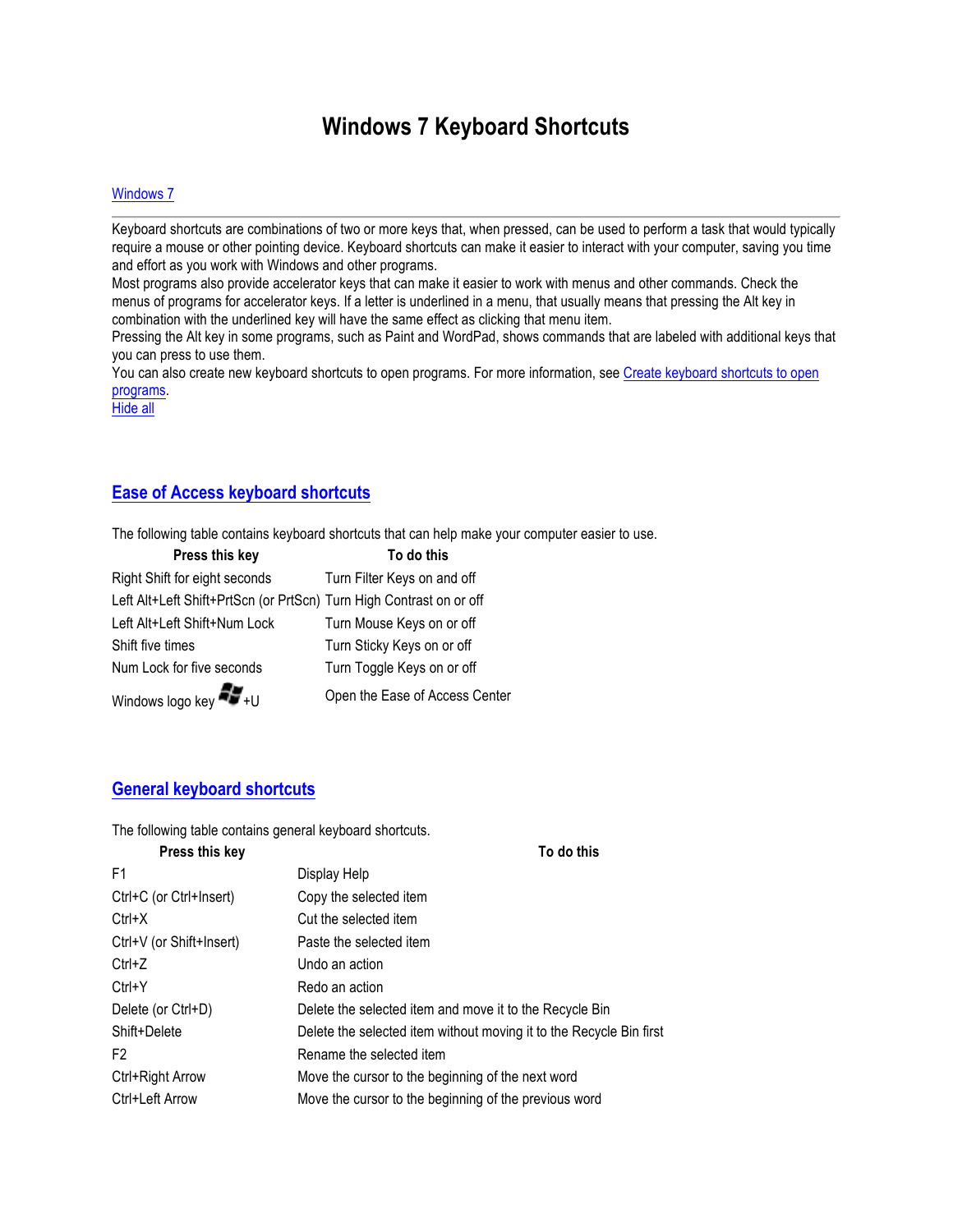# Windows 7 Keyboard Shortcuts

Windows 7

Keyboard shortcuts are combinations of two or more keys that, when pressed, can be used to perform a task that would typically require a mouse or other pointing device. Keyboard shortcuts can make it easier to interact with your computer, saving you time and effort as you work with Windows and other programs.

Most programs also provide accelerator keys that can make it easier to work with menus and other commands. Check the menus of programs for accelerator keys. If a letter is underlined in a menu, that usually means that pressing the Alt key in combination with the underlined key will have the same effect as clicking that menu item.

Pressing the Alt key in some programs, such as Paint and WordPad, shows commands that are labeled with additional keys that you can press to use them.

You can also create new keyboard shortcuts to open programs. For more information, see Create keyboard shortcuts to open programs.

Hide all

## Ease of Access keyboard shortcuts

The following table contains keyboard shortcuts that can help make your computer easier to use.

| Press this key | To do this |
|---|---|
| Right Shift for eight seconds | Turn Filter Keys on and off |
| Left Alt+Left Shift+PrtScn (or PrtScn) | Turn High Contrast on or off |
| Left Alt+Left Shift+Num Lock | Turn Mouse Keys on or off |
| Shift five times | Turn Sticky Keys on or off |
| Num Lock for five seconds | Turn Toggle Keys on or off |
| Windows logo key +U | Open the Ease of Access Center |

## General keyboard shortcuts

The following table contains general keyboard shortcuts.

| Press this key | To do this |
|---|---|
| F1 | Display Help |
| Ctrl+C (or Ctrl+Insert) | Copy the selected item |
| Ctrl+X | Cut the selected item |
| Ctrl+V (or Shift+Insert) | Paste the selected item |
| Ctrl+Z | Undo an action |
| Ctrl+Y | Redo an action |
| Delete (or Ctrl+D) | Delete the selected item and move it to the Recycle Bin |
| Shift+Delete | Delete the selected item without moving it to the Recycle Bin first |
| F2 | Rename the selected item |
| Ctrl+Right Arrow | Move the cursor to the beginning of the next word |
| Ctrl+Left Arrow | Move the cursor to the beginning of the previous word |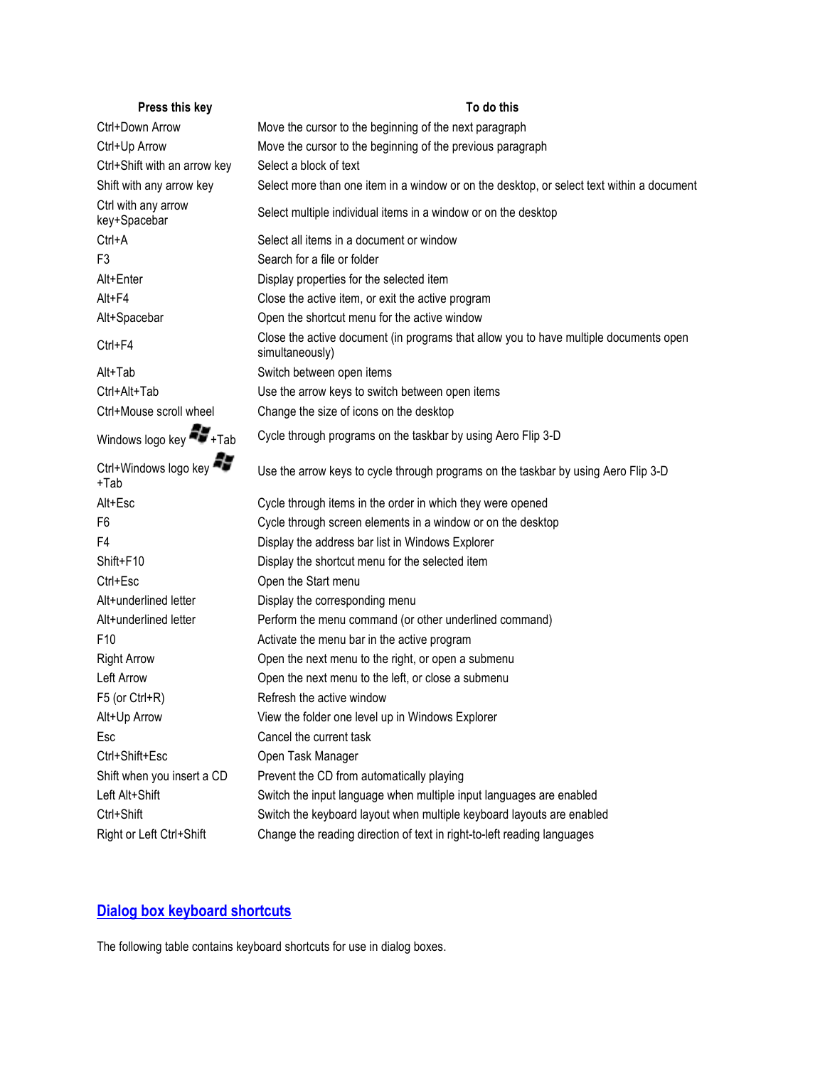| Press this key | To do this |
| --- | --- |
| Ctrl+Down Arrow | Move the cursor to the beginning of the next paragraph |
| Ctrl+Up Arrow | Move the cursor to the beginning of the previous paragraph |
| Ctrl+Shift with an arrow key | Select a block of text |
| Shift with any arrow key | Select more than one item in a window or on the desktop, or select text within a document |
| Ctrl with any arrow key+Spacebar | Select multiple individual items in a window or on the desktop |
| Ctrl+A | Select all items in a document or window |
| F3 | Search for a file or folder |
| Alt+Enter | Display properties for the selected item |
| Alt+F4 | Close the active item, or exit the active program |
| Alt+Spacebar | Open the shortcut menu for the active window |
| Ctrl+F4 | Close the active document (in programs that allow you to have multiple documents open simultaneously) |
| Alt+Tab | Switch between open items |
| Ctrl+Alt+Tab | Use the arrow keys to switch between open items |
| Ctrl+Mouse scroll wheel | Change the size of icons on the desktop |
| Windows logo key +Tab | Cycle through programs on the taskbar by using Aero Flip 3-D |
| Ctrl+Windows logo key +Tab | Use the arrow keys to cycle through programs on the taskbar by using Aero Flip 3-D |
| Alt+Esc | Cycle through items in the order in which they were opened |
| F6 | Cycle through screen elements in a window or on the desktop |
| F4 | Display the address bar list in Windows Explorer |
| Shift+F10 | Display the shortcut menu for the selected item |
| Ctrl+Esc | Open the Start menu |
| Alt+underlined letter | Display the corresponding menu |
| Alt+underlined letter | Perform the menu command (or other underlined command) |
| F10 | Activate the menu bar in the active program |
| Right Arrow | Open the next menu to the right, or open a submenu |
| Left Arrow | Open the next menu to the left, or close a submenu |
| F5 (or Ctrl+R) | Refresh the active window |
| Alt+Up Arrow | View the folder one level up in Windows Explorer |
| Esc | Cancel the current task |
| Ctrl+Shift+Esc | Open Task Manager |
| Shift when you insert a CD | Prevent the CD from automatically playing |
| Left Alt+Shift | Switch the input language when multiple input languages are enabled |
| Ctrl+Shift | Switch the keyboard layout when multiple keyboard layouts are enabled |
| Right or Left Ctrl+Shift | Change the reading direction of text in right-to-left reading languages |

## Dialog box keyboard shortcuts

The following table contains keyboard shortcuts for use in dialog boxes.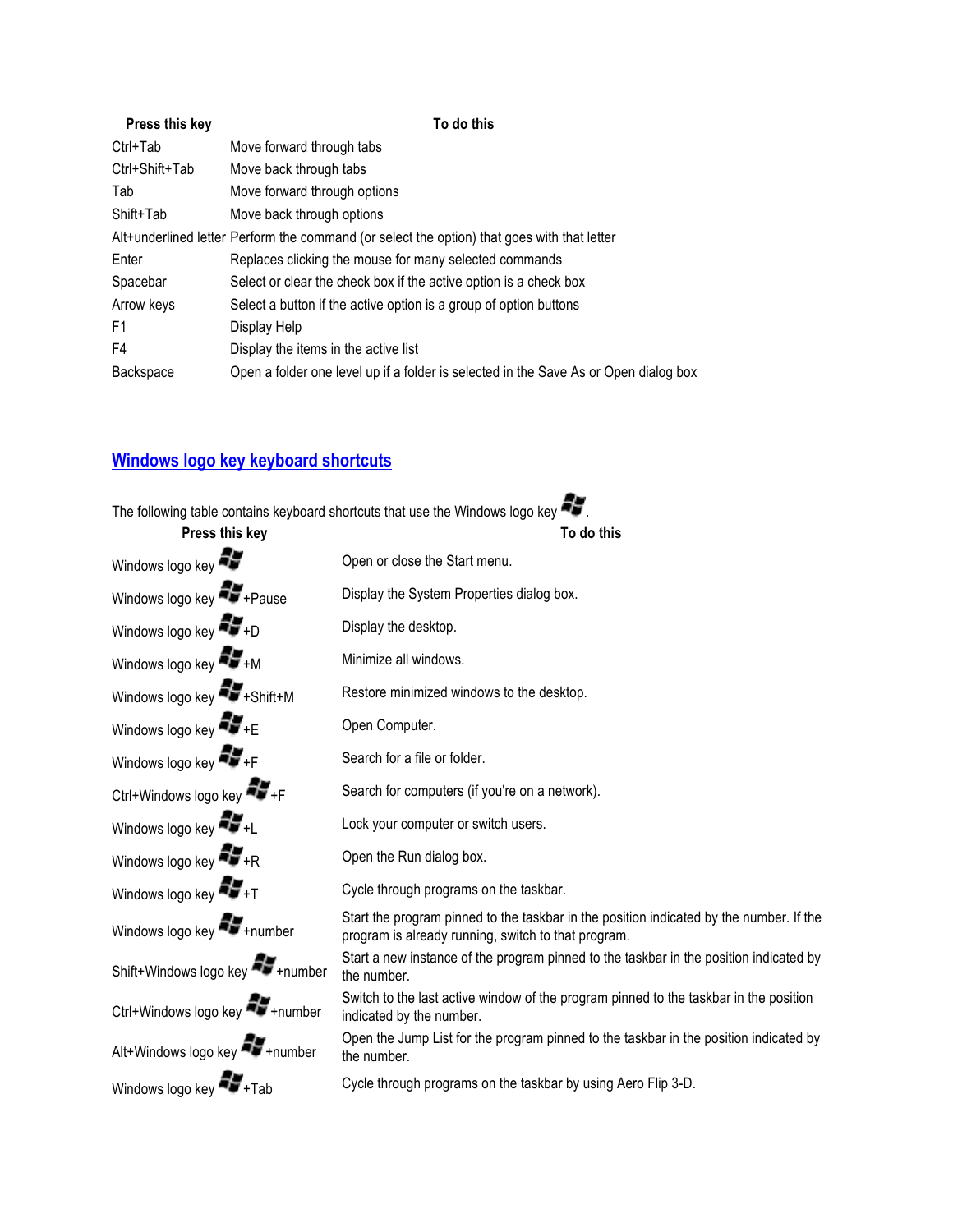| Press this key | To do this |
| --- | --- |
| Ctrl+Tab | Move forward through tabs |
| Ctrl+Shift+Tab | Move back through tabs |
| Tab | Move forward through options |
| Shift+Tab | Move back through options |
| Alt+underlined letter | Perform the command (or select the option) that goes with that letter |
| Enter | Replaces clicking the mouse for many selected commands |
| Spacebar | Select or clear the check box if the active option is a check box |
| Arrow keys | Select a button if the active option is a group of option buttons |
| F1 | Display Help |
| F4 | Display the items in the active list |
| Backspace | Open a folder one level up if a folder is selected in the Save As or Open dialog box |

## Windows logo key keyboard shortcuts

The following table contains keyboard shortcuts that use the Windows logo key.

| Press this key | To do this |
| --- | --- |
| Windows logo key | Open or close the Start menu. |
| Windows logo key +Pause | Display the System Properties dialog box. |
| Windows logo key +D | Display the desktop. |
| Windows logo key +M | Minimize all windows. |
| Windows logo key +Shift+M | Restore minimized windows to the desktop. |
| Windows logo key +E | Open Computer. |
| Windows logo key +F | Search for a file or folder. |
| Ctrl+Windows logo key +F | Search for computers (if you're on a network). |
| Windows logo key +L | Lock your computer or switch users. |
| Windows logo key +R | Open the Run dialog box. |
| Windows logo key +T | Cycle through programs on the taskbar. |
| Windows logo key +number | Start the program pinned to the taskbar in the position indicated by the number. If the program is already running, switch to that program. |
| Shift+Windows logo key +number | Start a new instance of the program pinned to the taskbar in the position indicated by the number. |
| Ctrl+Windows logo key +number | Switch to the last active window of the program pinned to the taskbar in the position indicated by the number. |
| Alt+Windows logo key +number | Open the Jump List for the program pinned to the taskbar in the position indicated by the number. |
| Windows logo key +Tab | Cycle through programs on the taskbar by using Aero Flip 3-D. |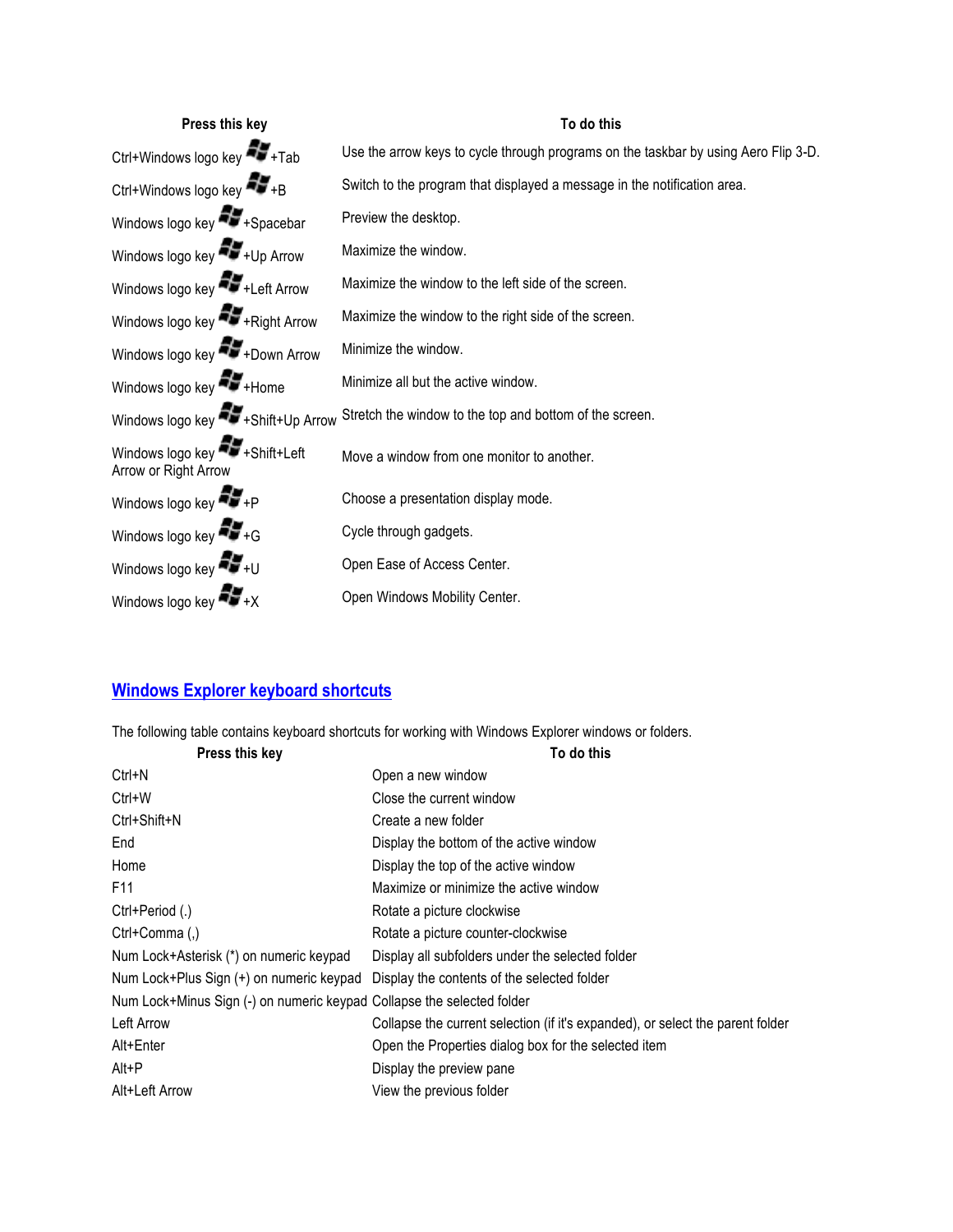| Press this key | To do this |
| --- | --- |
| Ctrl+Windows logo key +Tab | Use the arrow keys to cycle through programs on the taskbar by using Aero Flip 3-D. |
| Ctrl+Windows logo key +B | Switch to the program that displayed a message in the notification area. |
| Windows logo key +Spacebar | Preview the desktop. |
| Windows logo key +Up Arrow | Maximize the window. |
| Windows logo key +Left Arrow | Maximize the window to the left side of the screen. |
| Windows logo key +Right Arrow | Maximize the window to the right side of the screen. |
| Windows logo key +Down Arrow | Minimize the window. |
| Windows logo key +Home | Minimize all but the active window. |
| Windows logo key +Shift+Up Arrow | Stretch the window to the top and bottom of the screen. |
| Windows logo key +Shift+Left Arrow or Right Arrow | Move a window from one monitor to another. |
| Windows logo key +P | Choose a presentation display mode. |
| Windows logo key +G | Cycle through gadgets. |
| Windows logo key +U | Open Ease of Access Center. |
| Windows logo key +X | Open Windows Mobility Center. |

## Windows Explorer keyboard shortcuts

The following table contains keyboard shortcuts for working with Windows Explorer windows or folders.

| Press this key | To do this |
| --- | --- |
| Ctrl+N | Open a new window |
| Ctrl+W | Close the current window |
| Ctrl+Shift+N | Create a new folder |
| End | Display the bottom of the active window |
| Home | Display the top of the active window |
| F11 | Maximize or minimize the active window |
| Ctrl+Period (.) | Rotate a picture clockwise |
| Ctrl+Comma (,) | Rotate a picture counter-clockwise |
| Num Lock+Asterisk (*) on numeric keypad | Display all subfolders under the selected folder |
| Num Lock+Plus Sign (+) on numeric keypad | Display the contents of the selected folder |
| Num Lock+Minus Sign (-) on numeric keypad | Collapse the selected folder |
| Left Arrow | Collapse the current selection (if it's expanded), or select the parent folder |
| Alt+Enter | Open the Properties dialog box for the selected item |
| Alt+P | Display the preview pane |
| Alt+Left Arrow | View the previous folder |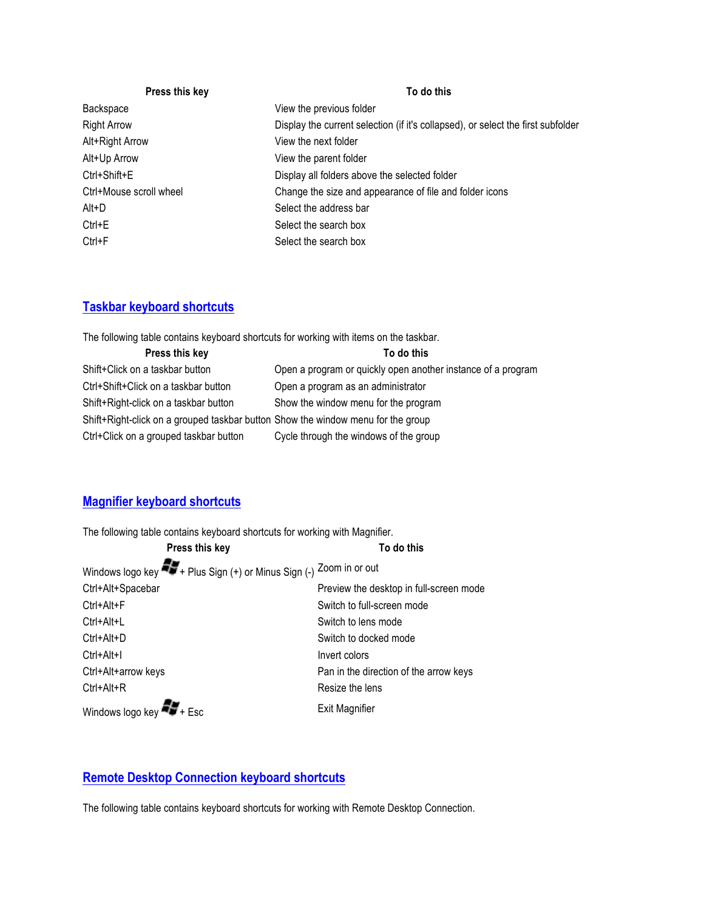| Press this key | To do this |
|---|---|
| Backspace | View the previous folder |
| Right Arrow | Display the current selection (if it's collapsed), or select the first subfolder |
| Alt+Right Arrow | View the next folder |
| Alt+Up Arrow | View the parent folder |
| Ctrl+Shift+E | Display all folders above the selected folder |
| Ctrl+Mouse scroll wheel | Change the size and appearance of file and folder icons |
| Alt+D | Select the address bar |
| Ctrl+E | Select the search box |
| Ctrl+F | Select the search box |

## Taskbar keyboard shortcuts

The following table contains keyboard shortcuts for working with items on the taskbar.

| Press this key | To do this |
|---|---|
| Shift+Click on a taskbar button | Open a program or quickly open another instance of a program |
| Ctrl+Shift+Click on a taskbar button | Open a program as an administrator |
| Shift+Right-click on a taskbar button | Show the window menu for the program |
| Shift+Right-click on a grouped taskbar button | Show the window menu for the group |
| Ctrl+Click on a grouped taskbar button | Cycle through the windows of the group |

## Magnifier keyboard shortcuts

The following table contains keyboard shortcuts for working with Magnifier.

| Press this key | To do this |
|---|---|
| Windows logo key + Plus Sign (+) or Minus Sign (-) | Zoom in or out |
| Ctrl+Alt+Spacebar | Preview the desktop in full-screen mode |
| Ctrl+Alt+F | Switch to full-screen mode |
| Ctrl+Alt+L | Switch to lens mode |
| Ctrl+Alt+D | Switch to docked mode |
| Ctrl+Alt+I | Invert colors |
| Ctrl+Alt+arrow keys | Pan in the direction of the arrow keys |
| Ctrl+Alt+R | Resize the lens |
| Windows logo key + Esc | Exit Magnifier |

## Remote Desktop Connection keyboard shortcuts

The following table contains keyboard shortcuts for working with Remote Desktop Connection.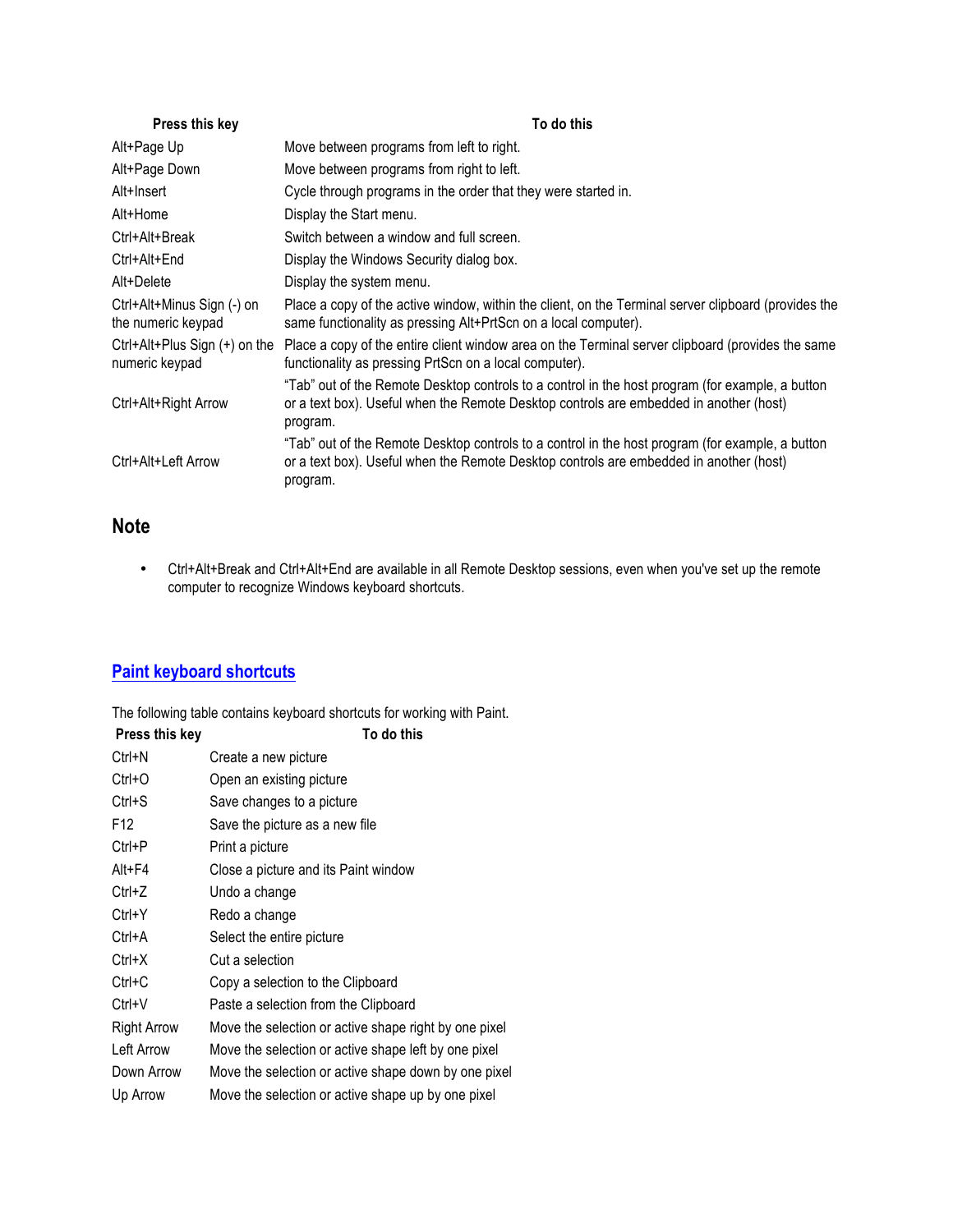| Press this key | To do this |
| --- | --- |
| Alt+Page Up | Move between programs from left to right. |
| Alt+Page Down | Move between programs from right to left. |
| Alt+Insert | Cycle through programs in the order that they were started in. |
| Alt+Home | Display the Start menu. |
| Ctrl+Alt+Break | Switch between a window and full screen. |
| Ctrl+Alt+End | Display the Windows Security dialog box. |
| Alt+Delete | Display the system menu. |
| Ctrl+Alt+Minus Sign (-) on the numeric keypad | Place a copy of the active window, within the client, on the Terminal server clipboard (provides the same functionality as pressing Alt+PrtScn on a local computer). |
| Ctrl+Alt+Plus Sign (+) on the numeric keypad | Place a copy of the entire client window area on the Terminal server clipboard (provides the same functionality as pressing PrtScn on a local computer). |
| Ctrl+Alt+Right Arrow | "Tab" out of the Remote Desktop controls to a control in the host program (for example, a button or a text box). Useful when the Remote Desktop controls are embedded in another (host) program. |
| Ctrl+Alt+Left Arrow | "Tab" out of the Remote Desktop controls to a control in the host program (for example, a button or a text box). Useful when the Remote Desktop controls are embedded in another (host) program. |

## Note

- Ctrl+Alt+Break and Ctrl+Alt+End are available in all Remote Desktop sessions, even when you've set up the remote computer to recognize Windows keyboard shortcuts.

## Paint keyboard shortcuts

The following table contains keyboard shortcuts for working with Paint.

| Press this key | To do this |
| --- | --- |
| Ctrl+N | Create a new picture |
| Ctrl+O | Open an existing picture |
| Ctrl+S | Save changes to a picture |
| F12 | Save the picture as a new file |
| Ctrl+P | Print a picture |
| Alt+F4 | Close a picture and its Paint window |
| Ctrl+Z | Undo a change |
| Ctrl+Y | Redo a change |
| Ctrl+A | Select the entire picture |
| Ctrl+X | Cut a selection |
| Ctrl+C | Copy a selection to the Clipboard |
| Ctrl+V | Paste a selection from the Clipboard |
| Right Arrow | Move the selection or active shape right by one pixel |
| Left Arrow | Move the selection or active shape left by one pixel |
| Down Arrow | Move the selection or active shape down by one pixel |
| Up Arrow | Move the selection or active shape up by one pixel |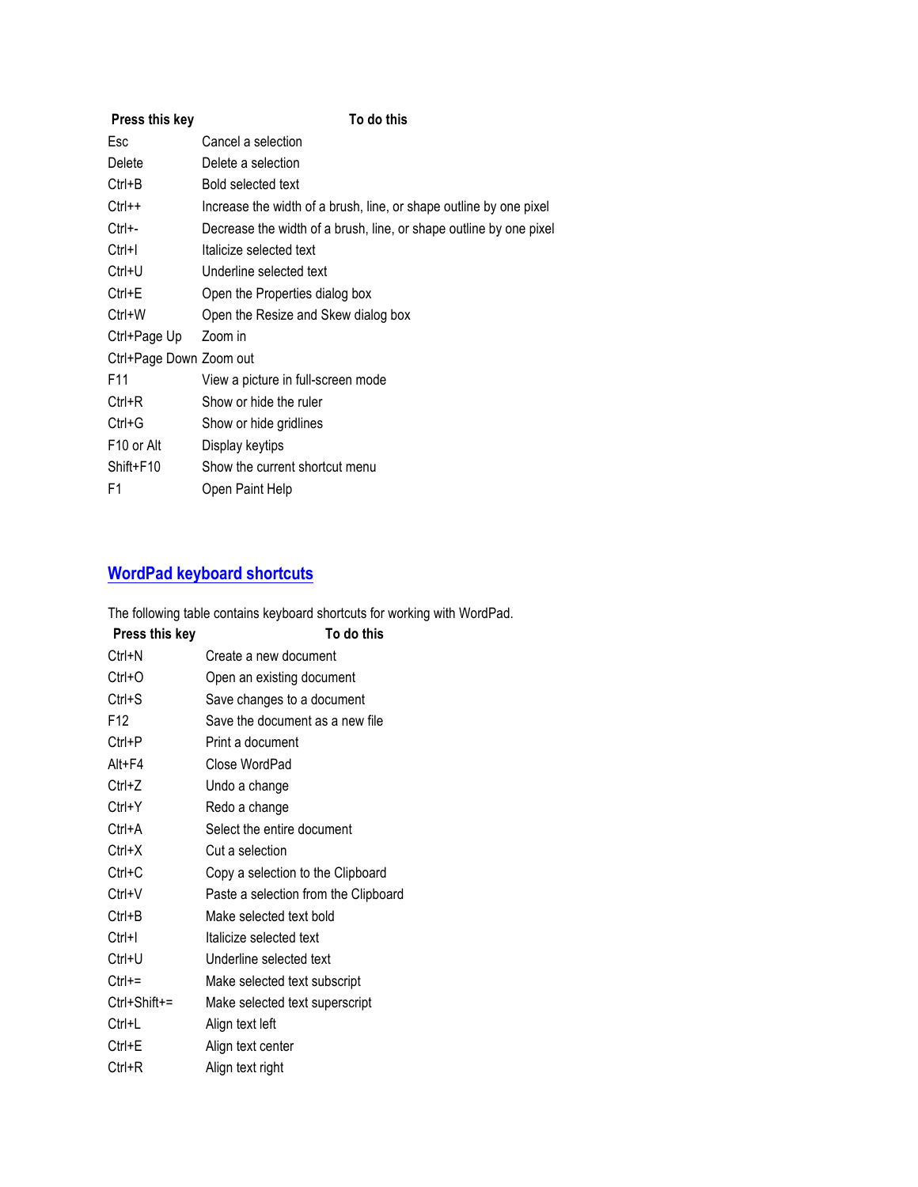| Press this key | To do this |
| --- | --- |
| Esc | Cancel a selection |
| Delete | Delete a selection |
| Ctrl+B | Bold selected text |
| Ctrl++ | Increase the width of a brush, line, or shape outline by one pixel |
| Ctrl+- | Decrease the width of a brush, line, or shape outline by one pixel |
| Ctrl+I | Italicize selected text |
| Ctrl+U | Underline selected text |
| Ctrl+E | Open the Properties dialog box |
| Ctrl+W | Open the Resize and Skew dialog box |
| Ctrl+Page Up | Zoom in |
| Ctrl+Page Down | Zoom out |
| F11 | View a picture in full-screen mode |
| Ctrl+R | Show or hide the ruler |
| Ctrl+G | Show or hide gridlines |
| F10 or Alt | Display keytips |
| Shift+F10 | Show the current shortcut menu |
| F1 | Open Paint Help |

## WordPad keyboard shortcuts

The following table contains keyboard shortcuts for working with WordPad.

| Press this key | To do this |
| --- | --- |
| Ctrl+N | Create a new document |
| Ctrl+O | Open an existing document |
| Ctrl+S | Save changes to a document |
| F12 | Save the document as a new file |
| Ctrl+P | Print a document |
| Alt+F4 | Close WordPad |
| Ctrl+Z | Undo a change |
| Ctrl+Y | Redo a change |
| Ctrl+A | Select the entire document |
| Ctrl+X | Cut a selection |
| Ctrl+C | Copy a selection to the Clipboard |
| Ctrl+V | Paste a selection from the Clipboard |
| Ctrl+B | Make selected text bold |
| Ctrl+I | Italicize selected text |
| Ctrl+U | Underline selected text |
| Ctrl+= | Make selected text subscript |
| Ctrl+Shift+= | Make selected text superscript |
| Ctrl+L | Align text left |
| Ctrl+E | Align text center |
| Ctrl+R | Align text right |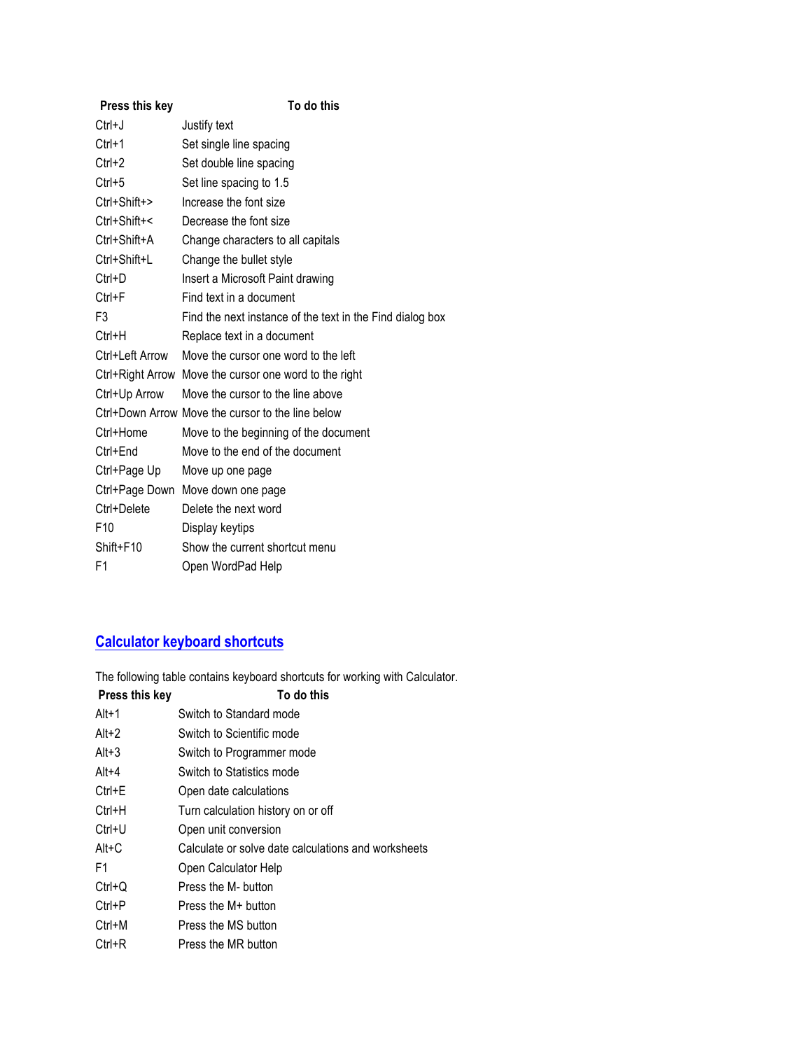| Press this key | To do this |
| --- | --- |
| Ctrl+J | Justify text |
| Ctrl+1 | Set single line spacing |
| Ctrl+2 | Set double line spacing |
| Ctrl+5 | Set line spacing to 1.5 |
| Ctrl+Shift+> | Increase the font size |
| Ctrl+Shift+< | Decrease the font size |
| Ctrl+Shift+A | Change characters to all capitals |
| Ctrl+Shift+L | Change the bullet style |
| Ctrl+D | Insert a Microsoft Paint drawing |
| Ctrl+F | Find text in a document |
| F3 | Find the next instance of the text in the Find dialog box |
| Ctrl+H | Replace text in a document |
| Ctrl+Left Arrow | Move the cursor one word to the left |
| Ctrl+Right Arrow | Move the cursor one word to the right |
| Ctrl+Up Arrow | Move the cursor to the line above |
| Ctrl+Down Arrow | Move the cursor to the line below |
| Ctrl+Home | Move to the beginning of the document |
| Ctrl+End | Move to the end of the document |
| Ctrl+Page Up | Move up one page |
| Ctrl+Page Down | Move down one page |
| Ctrl+Delete | Delete the next word |
| F10 | Display keytips |
| Shift+F10 | Show the current shortcut menu |
| F1 | Open WordPad Help |

## Calculator keyboard shortcuts

The following table contains keyboard shortcuts for working with Calculator.

| Press this key | To do this |
| --- | --- |
| Alt+1 | Switch to Standard mode |
| Alt+2 | Switch to Scientific mode |
| Alt+3 | Switch to Programmer mode |
| Alt+4 | Switch to Statistics mode |
| Ctrl+E | Open date calculations |
| Ctrl+H | Turn calculation history on or off |
| Ctrl+U | Open unit conversion |
| Alt+C | Calculate or solve date calculations and worksheets |
| F1 | Open Calculator Help |
| Ctrl+Q | Press the M- button |
| Ctrl+P | Press the M+ button |
| Ctrl+M | Press the MS button |
| Ctrl+R | Press the MR button |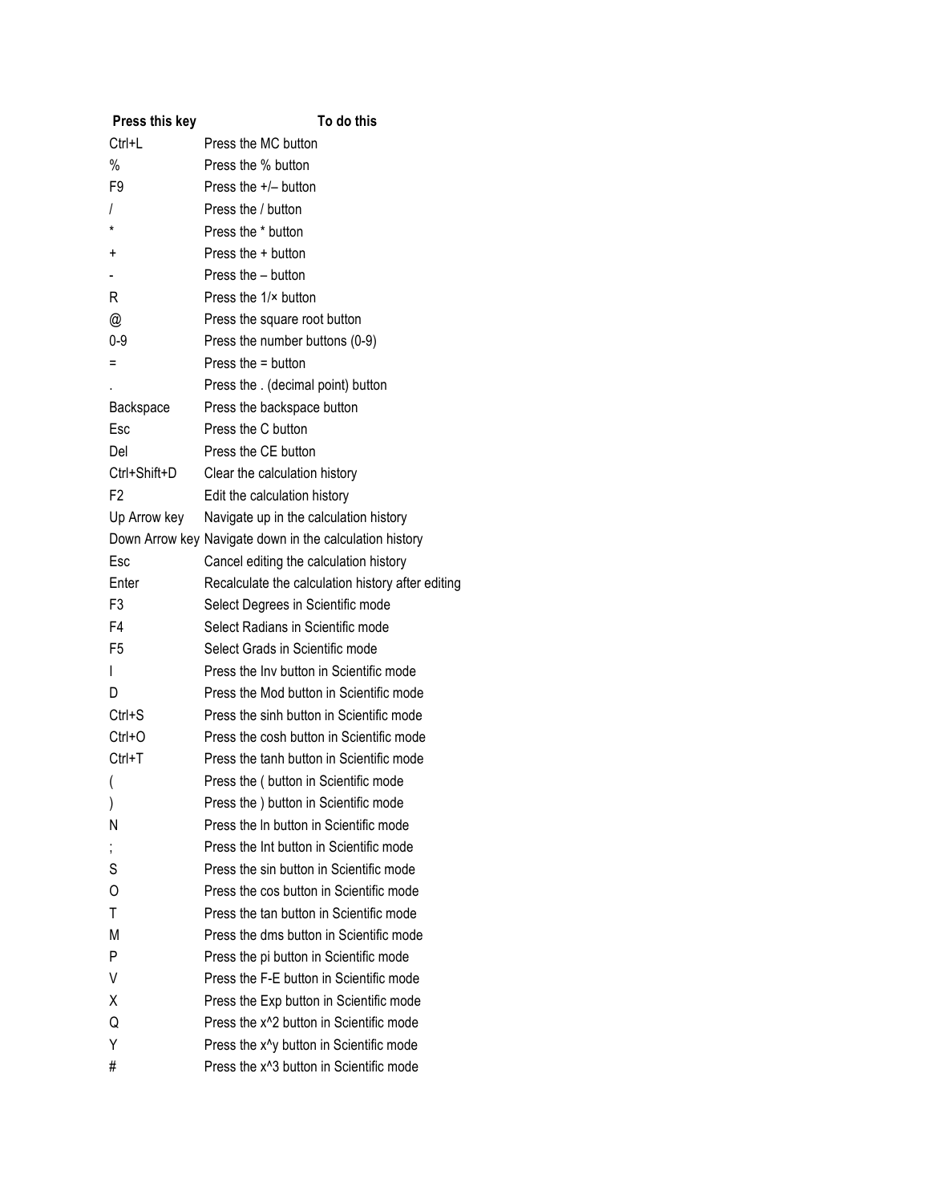| Press this key | To do this |
|---|---|
| Ctrl+L | Press the MC button |
| % | Press the % button |
| F9 | Press the +/– button |
| / | Press the / button |
| * | Press the * button |
| + | Press the + button |
| - | Press the – button |
| R | Press the 1/× button |
| @ | Press the square root button |
| 0-9 | Press the number buttons (0-9) |
| = | Press the = button |
| . | Press the . (decimal point) button |
| Backspace | Press the backspace button |
| Esc | Press the C button |
| Del | Press the CE button |
| Ctrl+Shift+D | Clear the calculation history |
| F2 | Edit the calculation history |
| Up Arrow key | Navigate up in the calculation history |
| Down Arrow key | Navigate down in the calculation history |
| Esc | Cancel editing the calculation history |
| Enter | Recalculate the calculation history after editing |
| F3 | Select Degrees in Scientific mode |
| F4 | Select Radians in Scientific mode |
| F5 | Select Grads in Scientific mode |
| I | Press the Inv button in Scientific mode |
| D | Press the Mod button in Scientific mode |
| Ctrl+S | Press the sinh button in Scientific mode |
| Ctrl+O | Press the cosh button in Scientific mode |
| Ctrl+T | Press the tanh button in Scientific mode |
| ( | Press the ( button in Scientific mode |
| ) | Press the ) button in Scientific mode |
| N | Press the ln button in Scientific mode |
| ; | Press the Int button in Scientific mode |
| S | Press the sin button in Scientific mode |
| O | Press the cos button in Scientific mode |
| T | Press the tan button in Scientific mode |
| M | Press the dms button in Scientific mode |
| P | Press the pi button in Scientific mode |
| V | Press the F-E button in Scientific mode |
| X | Press the Exp button in Scientific mode |
| Q | Press the x^2 button in Scientific mode |
| Y | Press the x^y button in Scientific mode |
| # | Press the x^3 button in Scientific mode |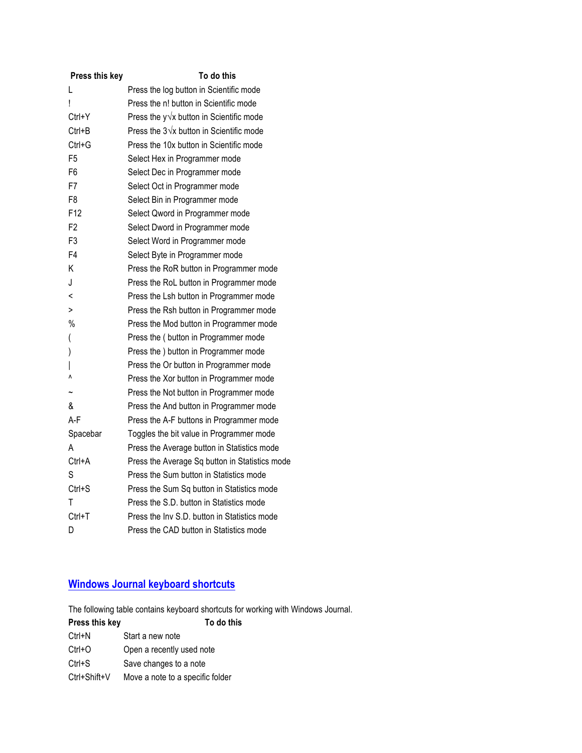| Press this key | To do this |
| --- | --- |
| L | Press the log button in Scientific mode |
| ! | Press the n! button in Scientific mode |
| Ctrl+Y | Press the y√x button in Scientific mode |
| Ctrl+B | Press the 3√x button in Scientific mode |
| Ctrl+G | Press the 10x button in Scientific mode |
| F5 | Select Hex in Programmer mode |
| F6 | Select Dec in Programmer mode |
| F7 | Select Oct in Programmer mode |
| F8 | Select Bin in Programmer mode |
| F12 | Select Qword in Programmer mode |
| F2 | Select Dword in Programmer mode |
| F3 | Select Word in Programmer mode |
| F4 | Select Byte in Programmer mode |
| K | Press the RoR button in Programmer mode |
| J | Press the RoL button in Programmer mode |
| < | Press the Lsh button in Programmer mode |
| > | Press the Rsh button in Programmer mode |
| % | Press the Mod button in Programmer mode |
| ( | Press the ( button in Programmer mode |
| ) | Press the ) button in Programmer mode |
| \| | Press the Or button in Programmer mode |
| ^ | Press the Xor button in Programmer mode |
| ~ | Press the Not button in Programmer mode |
| & | Press the And button in Programmer mode |
| A-F | Press the A-F buttons in Programmer mode |
| Spacebar | Toggles the bit value in Programmer mode |
| A | Press the Average button in Statistics mode |
| Ctrl+A | Press the Average Sq button in Statistics mode |
| S | Press the Sum button in Statistics mode |
| Ctrl+S | Press the Sum Sq button in Statistics mode |
| T | Press the S.D. button in Statistics mode |
| Ctrl+T | Press the Inv S.D. button in Statistics mode |
| D | Press the CAD button in Statistics mode |

## Windows Journal keyboard shortcuts

The following table contains keyboard shortcuts for working with Windows Journal.

| Press this key | To do this |
| --- | --- |
| Ctrl+N | Start a new note |
| Ctrl+O | Open a recently used note |
| Ctrl+S | Save changes to a note |
| Ctrl+Shift+V | Move a note to a specific folder |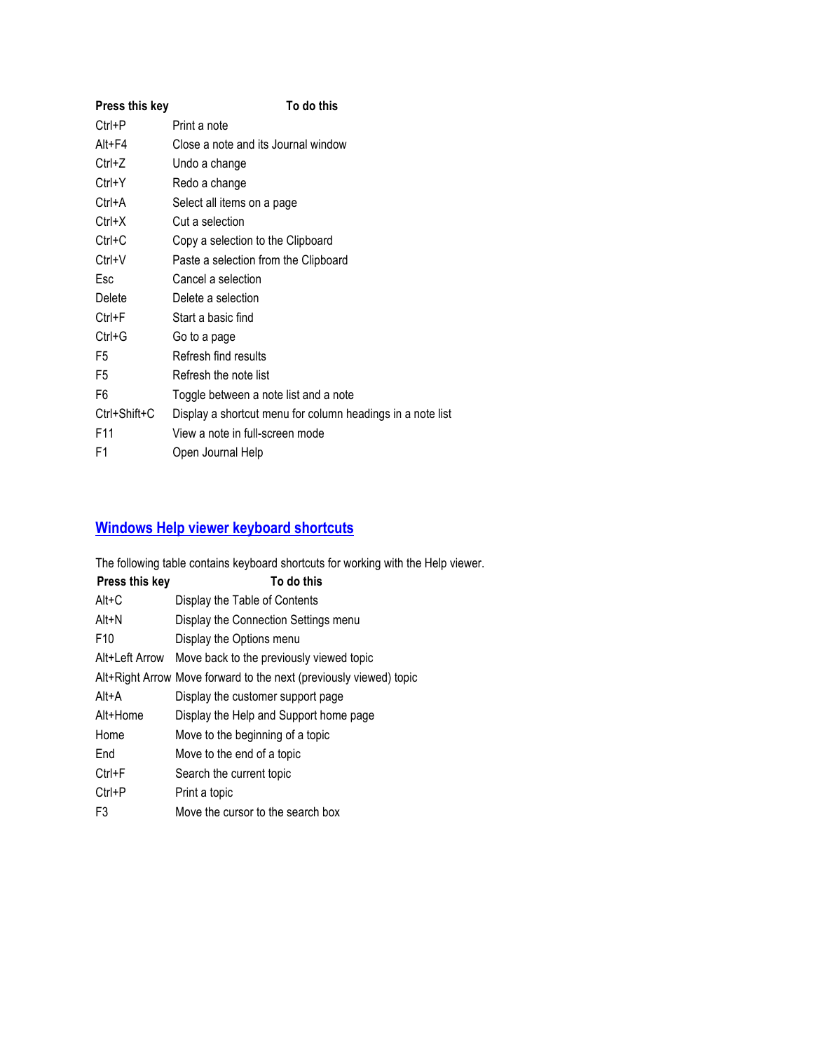| Press this key | To do this |
| --- | --- |
| Ctrl+P | Print a note |
| Alt+F4 | Close a note and its Journal window |
| Ctrl+Z | Undo a change |
| Ctrl+Y | Redo a change |
| Ctrl+A | Select all items on a page |
| Ctrl+X | Cut a selection |
| Ctrl+C | Copy a selection to the Clipboard |
| Ctrl+V | Paste a selection from the Clipboard |
| Esc | Cancel a selection |
| Delete | Delete a selection |
| Ctrl+F | Start a basic find |
| Ctrl+G | Go to a page |
| F5 | Refresh find results |
| F5 | Refresh the note list |
| F6 | Toggle between a note list and a note |
| Ctrl+Shift+C | Display a shortcut menu for column headings in a note list |
| F11 | View a note in full-screen mode |
| F1 | Open Journal Help |

## Windows Help viewer keyboard shortcuts

The following table contains keyboard shortcuts for working with the Help viewer.

| Press this key | To do this |
| --- | --- |
| Alt+C | Display the Table of Contents |
| Alt+N | Display the Connection Settings menu |
| F10 | Display the Options menu |
| Alt+Left Arrow | Move back to the previously viewed topic |
| Alt+Right Arrow | Move forward to the next (previously viewed) topic |
| Alt+A | Display the customer support page |
| Alt+Home | Display the Help and Support home page |
| Home | Move to the beginning of a topic |
| End | Move to the end of a topic |
| Ctrl+F | Search the current topic |
| Ctrl+P | Print a topic |
| F3 | Move the cursor to the search box |